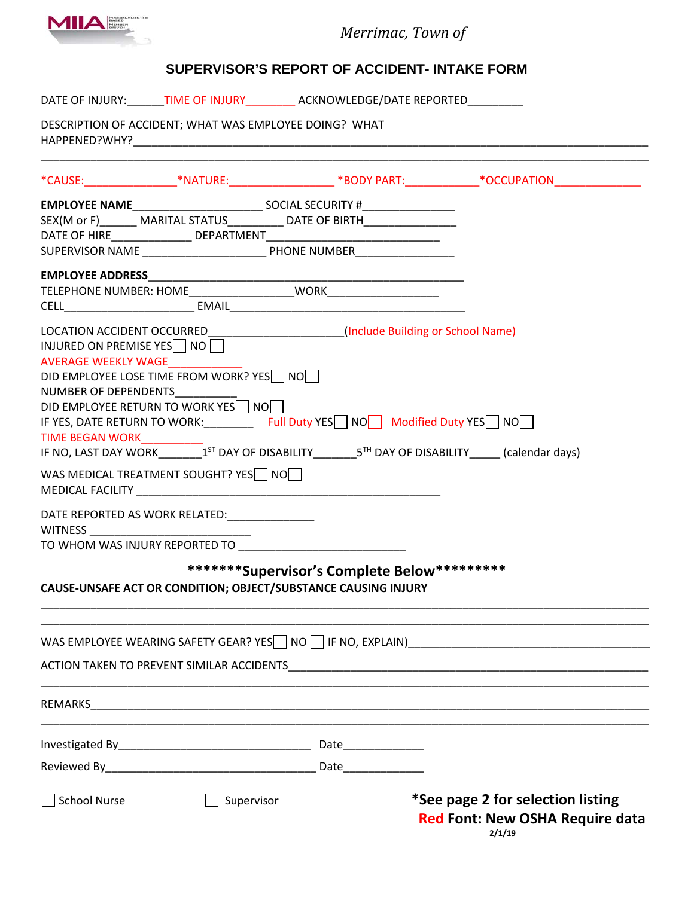*Merrimac, Town of*

## SUPERVISOR'S REPORT OF ACCIDENT- INTAKE FORM

DATE OF INJURY:______TIME OF INJURY________ ACKNOWLEDGE/DATE REPORTED_________

DESCRIPTION OF ACCIDENT; WHAT WAS EMPLOYEE DOING? WHAT HAPPENED?WHY?___________________________________________________________________________

___________________________________________________________________________

*CAUSE:_______________ *NATURE:_________________ *BODY PART:____________ *OCCUPATION______________

**EMPLOYEE NAME**_____________________ SOCIAL SECURITY #_______________
SEX(M or F)______ MARITAL STATUS_________ DATE OF BIRTH_______________
DATE OF HIRE_____________ DEPARTMENT_____________________________
SUPERVISOR NAME ____________________ PHONE NUMBER________________

**EMPLOYEE ADDRESS**_____________________________________________________
TELEPHONE NUMBER: HOME________________WORK__________________
CELL_____________________ EMAIL_______________________________________

LOCATION ACCIDENT OCCURRED______________________(Include Building or School Name)
INJURED ON PREMISE YES☐ NO ☐
AVERAGE WEEKLY WAGE____________
DID EMPLOYEE LOSE TIME FROM WORK? YES☐ NO☐
NUMBER OF DEPENDENTS__________
DID EMPLOYEE RETURN TO WORK YES☐ NO☐
IF YES, DATE RETURN TO WORK:________ Full Duty YES☐ NO☐ Modified Duty YES☐ NO☐
TIME BEGAN WORK__________
IF NO, LAST DAY WORK_______1ST DAY OF DISABILITY_______5TH DAY OF DISABILITY_____ (calendar days)

WAS MEDICAL TREATMENT SOUGHT? YES☐ NO☐
MEDICAL FACILITY ___________________________________________________

DATE REPORTED AS WORK RELATED:______________
WITNESS __________________________
TO WHOM WAS INJURY REPORTED TO __________________________

### *******Supervisor's Complete Below*********

**CAUSE-UNSAFE ACT OR CONDITION; OBJECT/SUBSTANCE CAUSING INJURY**

___________________________________________________________________________

___________________________________________________________________________

WAS EMPLOYEE WEARING SAFETY GEAR? YES☐ NO ☐ IF NO, EXPLAIN)______________________________________

ACTION TAKEN TO PREVENT SIMILAR ACCIDENTS_________________________________________________

___________________________________________________________________________

REMARKS___________________________________________________________________

___________________________________________________________________________

Investigated By_______________________________ Date_____________

Reviewed By__________________________________ Date_____________

☐ School Nurse ☐ Supervisor

**\*See page 2 for selection listing**
**Red Font: New OSHA Require data**
**2/1/19**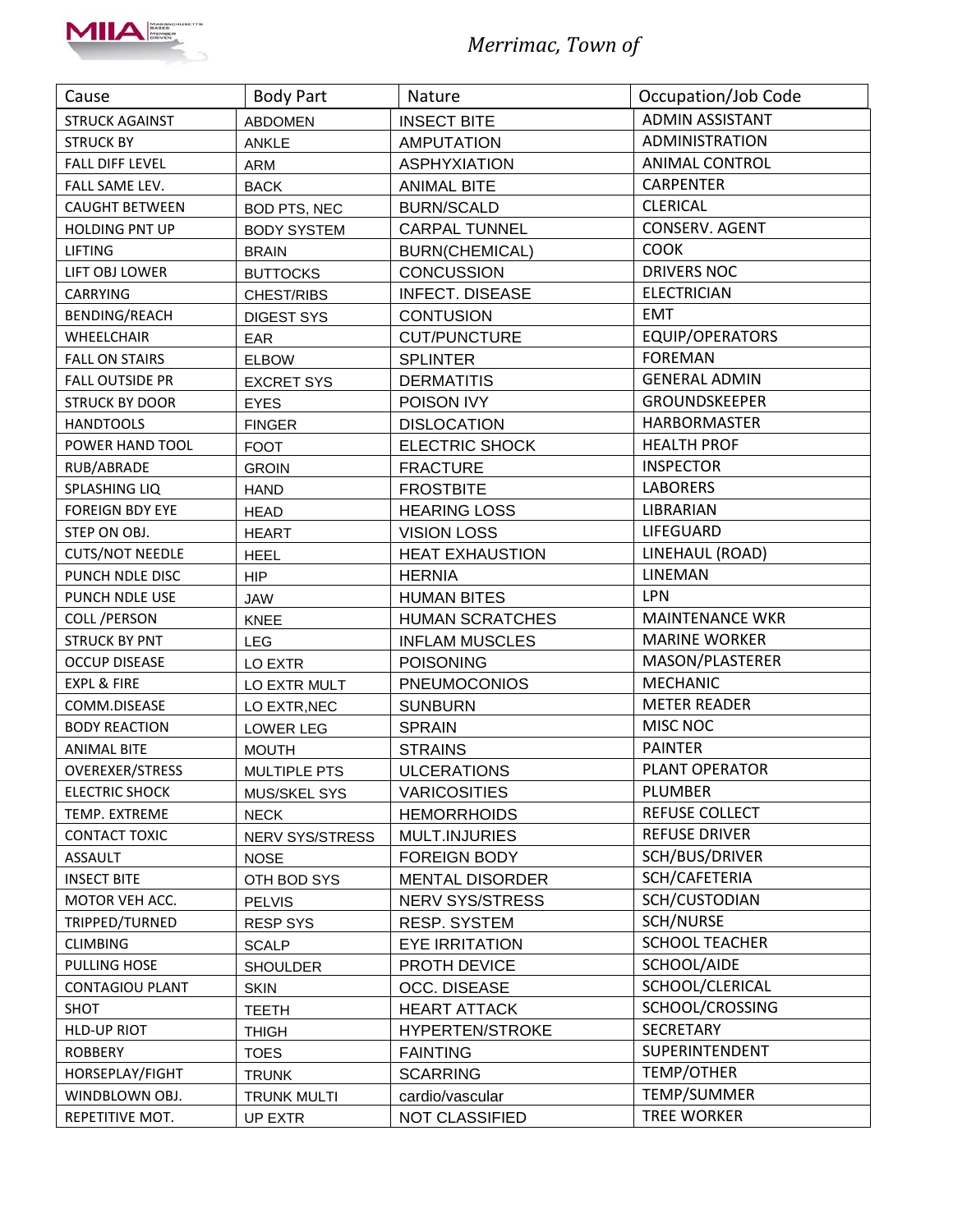*Merrimac, Town of*

| Cause | Body Part | Nature | Occupation/Job Code |
|---|---|---|---|
| STRUCK AGAINST | ABDOMEN | INSECT BITE | ADMIN ASSISTANT |
| STRUCK BY | ANKLE | AMPUTATION | ADMINISTRATION |
| FALL DIFF LEVEL | ARM | ASPHYXIATION | ANIMAL CONTROL |
| FALL SAME LEV. | BACK | ANIMAL BITE | CARPENTER |
| CAUGHT BETWEEN | BOD PTS, NEC | BURN/SCALD | CLERICAL |
| HOLDING PNT UP | BODY SYSTEM | CARPAL TUNNEL | CONSERV. AGENT |
| LIFTING | BRAIN | BURN(CHEMICAL) | COOK |
| LIFT OBJ LOWER | BUTTOCKS | CONCUSSION | DRIVERS NOC |
| CARRYING | CHEST/RIBS | INFECT. DISEASE | ELECTRICIAN |
| BENDING/REACH | DIGEST SYS | CONTUSION | EMT |
| WHEELCHAIR | EAR | CUT/PUNCTURE | EQUIP/OPERATORS |
| FALL ON STAIRS | ELBOW | SPLINTER | FOREMAN |
| FALL OUTSIDE PR | EXCRET SYS | DERMATITIS | GENERAL ADMIN |
| STRUCK BY DOOR | EYES | POISON IVY | GROUNDSKEEPER |
| HANDTOOLS | FINGER | DISLOCATION | HARBORMASTER |
| POWER HAND TOOL | FOOT | ELECTRIC SHOCK | HEALTH PROF |
| RUB/ABRADE | GROIN | FRACTURE | INSPECTOR |
| SPLASHING LIQ | HAND | FROSTBITE | LABORERS |
| FOREIGN BDY EYE | HEAD | HEARING LOSS | LIBRARIAN |
| STEP ON OBJ. | HEART | VISION LOSS | LIFEGUARD |
| CUTS/NOT NEEDLE | HEEL | HEAT EXHAUSTION | LINEHAUL (ROAD) |
| PUNCH NDLE DISC | HIP | HERNIA | LINEMAN |
| PUNCH NDLE USE | JAW | HUMAN BITES | LPN |
| COLL /PERSON | KNEE | HUMAN SCRATCHES | MAINTENANCE WKR |
| STRUCK BY PNT | LEG | INFLAM MUSCLES | MARINE WORKER |
| OCCUP DISEASE | LO EXTR | POISONING | MASON/PLASTERER |
| EXPL & FIRE | LO EXTR MULT | PNEUMOCONIOS | MECHANIC |
| COMM.DISEASE | LO EXTR,NEC | SUNBURN | METER READER |
| BODY REACTION | LOWER LEG | SPRAIN | MISC NOC |
| ANIMAL BITE | MOUTH | STRAINS | PAINTER |
| OVEREXER/STRESS | MULTIPLE PTS | ULCERATIONS | PLANT OPERATOR |
| ELECTRIC SHOCK | MUS/SKEL SYS | VARICOSITIES | PLUMBER |
| TEMP. EXTREME | NECK | HEMORRHOIDS | REFUSE COLLECT |
| CONTACT TOXIC | NERV SYS/STRESS | MULT.INJURIES | REFUSE DRIVER |
| ASSAULT | NOSE | FOREIGN BODY | SCH/BUS/DRIVER |
| INSECT BITE | OTH BOD SYS | MENTAL DISORDER | SCH/CAFETERIA |
| MOTOR VEH ACC. | PELVIS | NERV SYS/STRESS | SCH/CUSTODIAN |
| TRIPPED/TURNED | RESP SYS | RESP. SYSTEM | SCH/NURSE |
| CLIMBING | SCALP | EYE IRRITATION | SCHOOL TEACHER |
| PULLING HOSE | SHOULDER | PROTH DEVICE | SCHOOL/AIDE |
| CONTAGIOU PLANT | SKIN | OCC. DISEASE | SCHOOL/CLERICAL |
| SHOT | TEETH | HEART ATTACK | SCHOOL/CROSSING |
| HLD-UP RIOT | THIGH | HYPERTEN/STROKE | SECRETARY |
| ROBBERY | TOES | FAINTING | SUPERINTENDENT |
| HORSEPLAY/FIGHT | TRUNK | SCARRING | TEMP/OTHER |
| WINDBLOWN OBJ. | TRUNK MULTI | cardio/vascular | TEMP/SUMMER |
| REPETITIVE MOT. | UP EXTR | NOT CLASSIFIED | TREE WORKER |